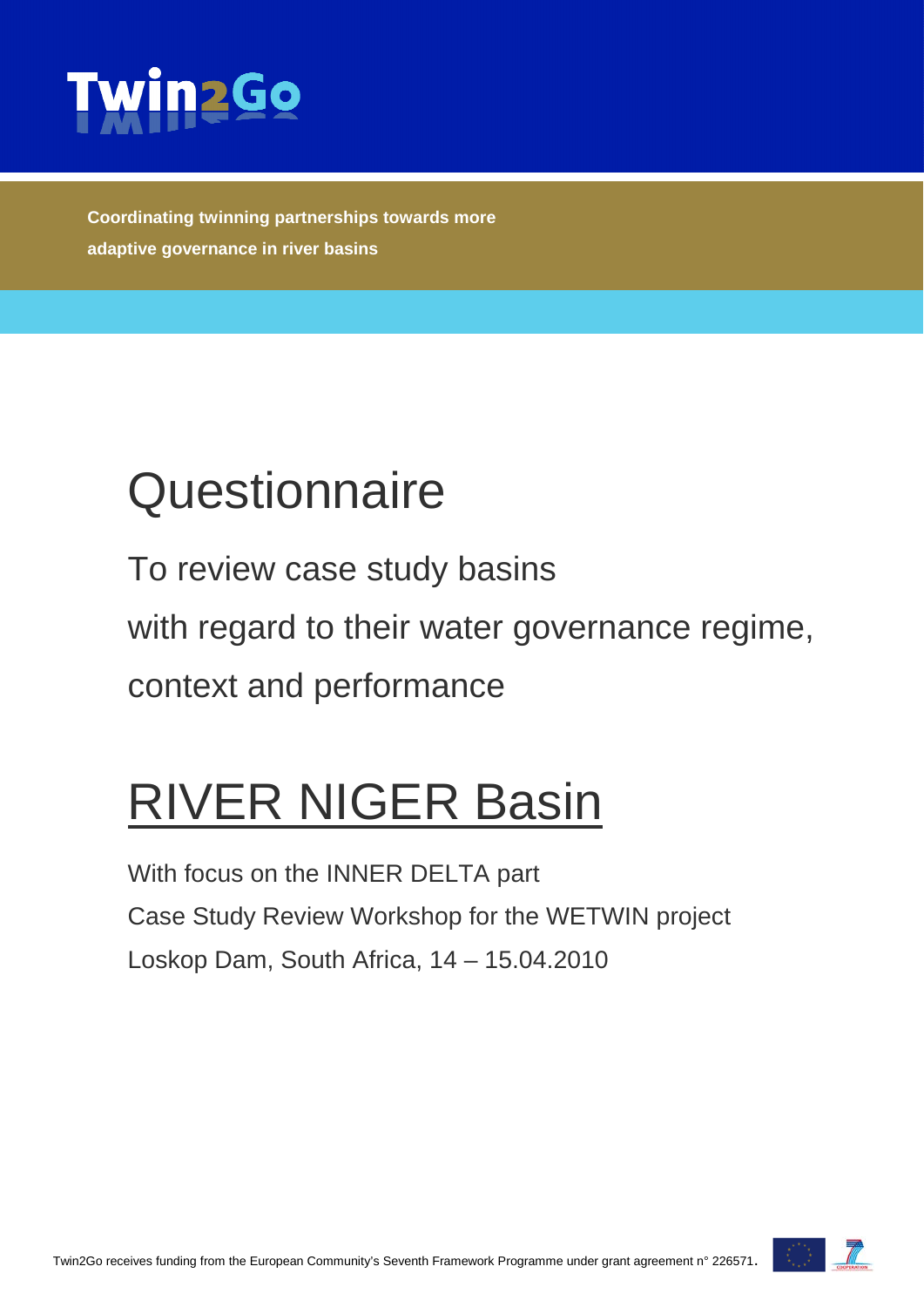# Twin2Go

**Coordinating twinning partnerships towards more adaptive governance in river basins**

# Questionnaire

To review case study basins with regard to their water governance regime, context and performance

# RIVER NIGER Basin

With focus on the INNER DELTA part

Case Study Review Workshop for the WETWIN project

Loskop Dam, South Africa, 14 – 15.04.2010

Twin2Go receives funding from the European Community's Seventh Framework Programme under grant agreement n° 226571.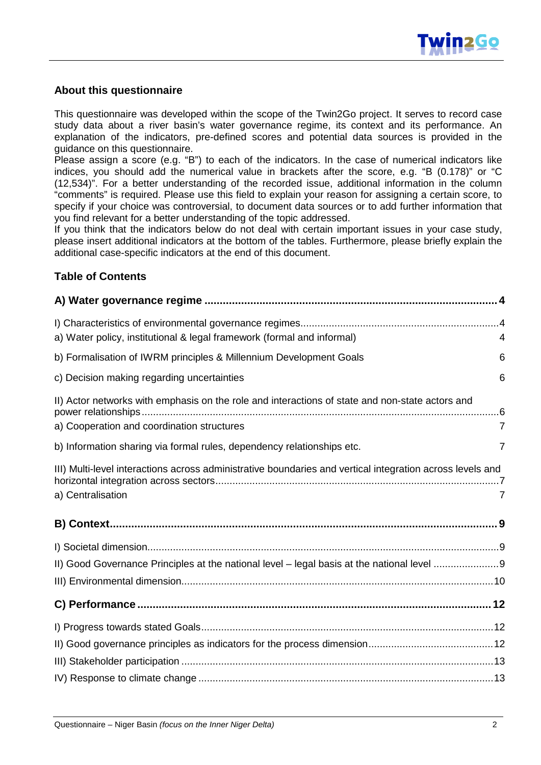## About this questionnaire

This questionnaire was developed within the scope of the Twin2Go project. It serves to record case study data about a river basin's water governance regime, its context and its performance. An explanation of the indicators, pre-defined scores and potential data sources is provided in the guidance on this questionnaire.

Please assign a score (e.g. "B") to each of the indicators. In the case of numerical indicators like indices, you should add the numerical value in brackets after the score, e.g. "B (0.178)" or "C (12,534)". For a better understanding of the recorded issue, additional information in the column "comments" is required. Please use this field to explain your reason for assigning a certain score, to specify if your choice was controversial, to document data sources or to add further information that you find relevant for a better understanding of the topic addressed.

If you think that the indicators below do not deal with certain important issues in your case study, please insert additional indicators at the bottom of the tables. Furthermore, please briefly explain the additional case-specific indicators at the end of this document.

## Table of Contents

**A) Water governance regime** ..... **4**

I) Characteristics of environmental governance regimes ..... 4

a) Water policy, institutional & legal framework (formal and informal) ..... 4

b) Formalisation of IWRM principles & Millennium Development Goals ..... 6

c) Decision making regarding uncertainties ..... 6

II) Actor networks with emphasis on the role and interactions of state and non-state actors and power relationships ..... 6

a) Cooperation and coordination structures ..... 7

b) Information sharing via formal rules, dependency relationships etc. ..... 7

III) Multi-level interactions across administrative boundaries and vertical integration across levels and horizontal integration across sectors ..... 7

a) Centralisation ..... 7

**B) Context** ..... **9**

I) Societal dimension ..... 9

II) Good Governance Principles at the national level – legal basis at the national level ..... 9

III) Environmental dimension ..... 10

**C) Performance** ..... **12**

I) Progress towards stated Goals ..... 12

II) Good governance principles as indicators for the process dimension ..... 12

III) Stakeholder participation ..... 13

IV) Response to climate change ..... 13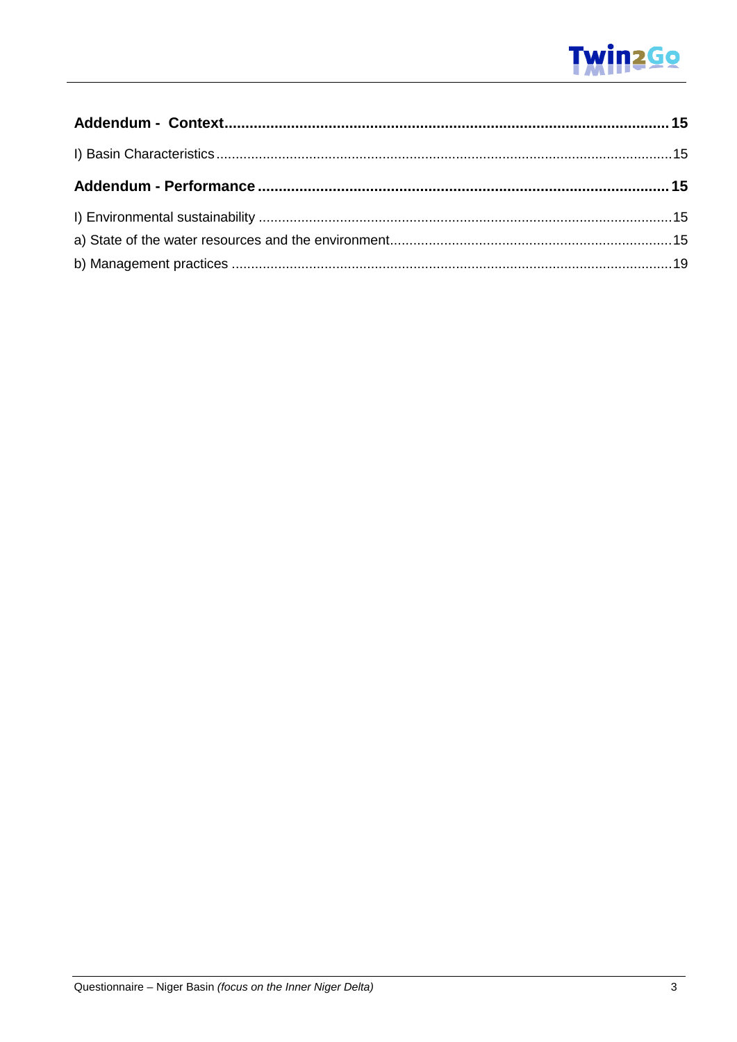**Addendum - Context** ........................................................ **15**

I) Basin Characteristics ........................................................ 15

**Addendum - Performance** ........................................................ **15**

I) Environmental sustainability ........................................................ 15

a) State of the water resources and the environment ........................................................ 15

b) Management practices ........................................................ 19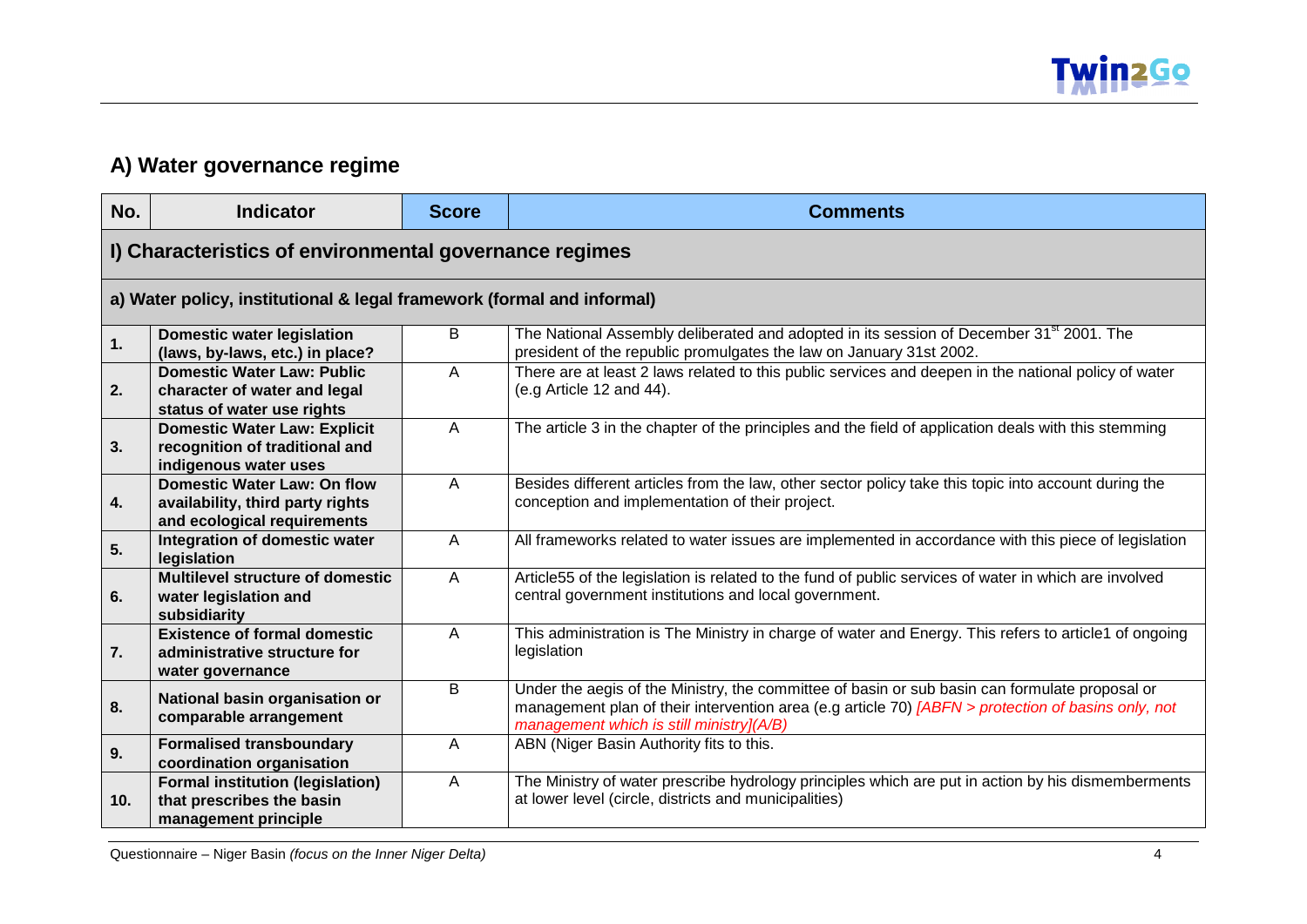## A) Water governance regime

| No. | Indicator | Score | Comments |
|---|---|---|---|
| **I) Characteristics of environmental governance regimes** | | | |
| **a) Water policy, institutional & legal framework (formal and informal)** | | | |
| **1.** | **Domestic water legislation (laws, by-laws, etc.) in place?** | B | The National Assembly deliberated and adopted in its session of December 31st 2001. The president of the republic promulgates the law on January 31st 2002. |
| **2.** | **Domestic Water Law: Public character of water and legal status of water use rights** | A | There are at least 2 laws related to this public services and deepen in the national policy of water (e.g Article 12 and 44). |
| **3.** | **Domestic Water Law: Explicit recognition of traditional and indigenous water uses** | A | The article 3 in the chapter of the principles and the field of application deals with this stemming |
| **4.** | **Domestic Water Law: On flow availability, third party rights and ecological requirements** | A | Besides different articles from the law, other sector policy take this topic into account during the conception and implementation of their project. |
| **5.** | **Integration of domestic water legislation** | A | All frameworks related to water issues are implemented in accordance with this piece of legislation |
| **6.** | **Multilevel structure of domestic water legislation and subsidiarity** | A | Article55 of the legislation is related to the fund of public services of water in which are involved central government institutions and local government. |
| **7.** | **Existence of formal domestic administrative structure for water governance** | A | This administration is The Ministry in charge of water and Energy. This refers to article1 of ongoing legislation |
| **8.** | **National basin organisation or comparable arrangement** | B | Under the aegis of the Ministry, the committee of basin or sub basin can formulate proposal or management plan of their intervention area (e.g article 70) *[ABFN > protection of basins only, not management which is still ministry](A/B)* |
| **9.** | **Formalised transboundary coordination organisation** | A | ABN (Niger Basin Authority fits to this. |
| **10.** | **Formal institution (legislation) that prescribes the basin management principle** | A | The Ministry of water prescribe hydrology principles which are put in action by his dismemberments at lower level (circle, districts and municipalities) |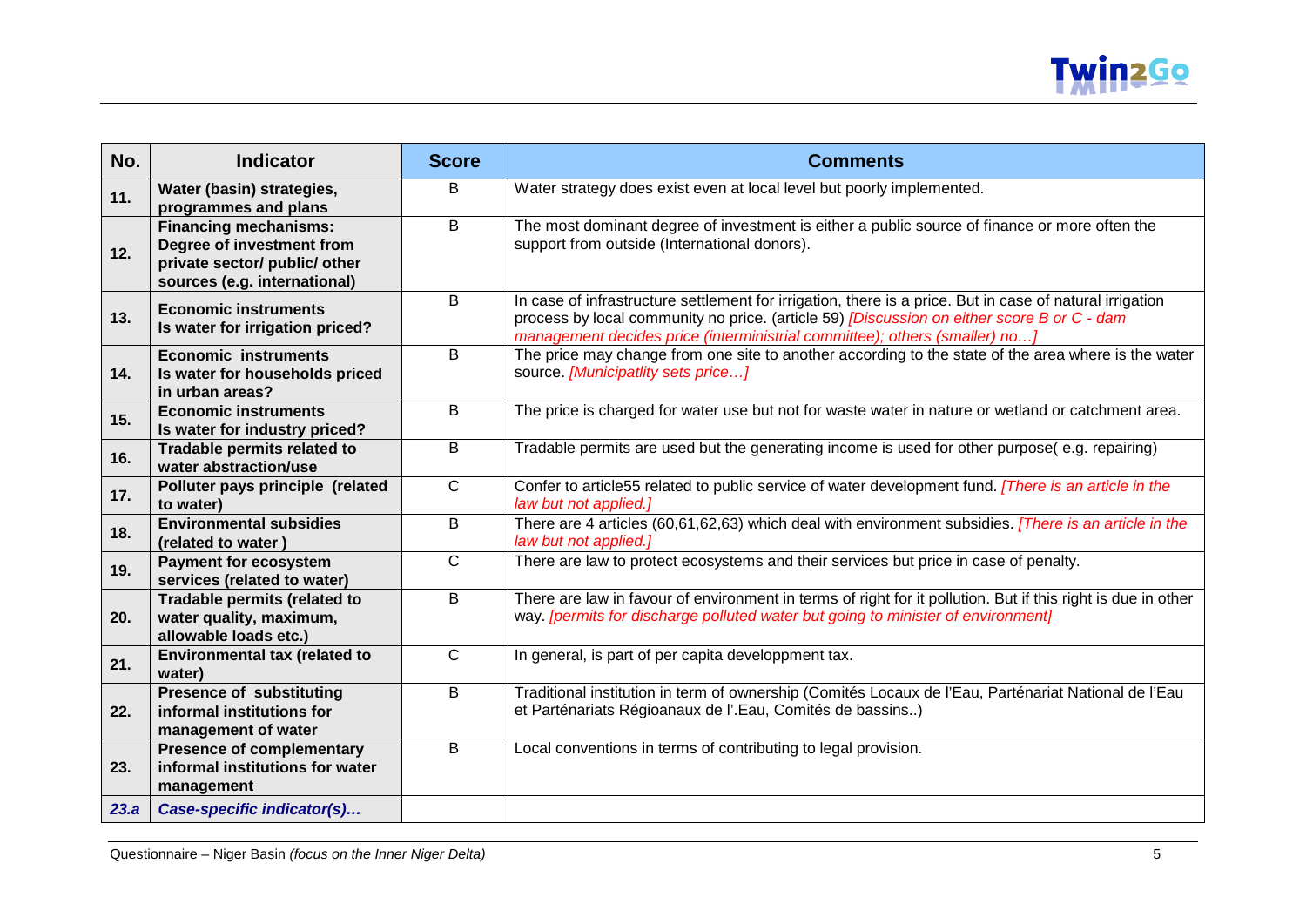| No. | Indicator | Score | Comments |
|---|---|---|---|
| 11. | **Water (basin) strategies, programmes and plans** | B | Water strategy does exist even at local level but poorly implemented. |
| 12. | **Financing mechanisms: Degree of investment from private sector/ public/ other sources (e.g. international)** | B | The most dominant degree of investment is either a public source of finance or more often the support from outside (International donors). |
| 13. | **Economic instruments Is water for irrigation priced?** | B | In case of infrastructure settlement for irrigation, there is a price. But in case of natural irrigation process by local community no price. (article 59) *[Discussion on either score B or C - dam management decides price (interministrial committee); others (smaller) no…]* |
| 14. | **Economic instruments Is water for households priced in urban areas?** | B | The price may change from one site to another according to the state of the area where is the water source. *[Municipatlity sets price…]* |
| 15. | **Economic instruments Is water for industry priced?** | B | The price is charged for water use but not for waste water in nature or wetland or catchment area. |
| 16. | **Tradable permits related to water abstraction/use** | B | Tradable permits are used but the generating income is used for other purpose( e.g. repairing) |
| 17. | **Polluter pays principle (related to water)** | C | Confer to article55 related to public service of water development fund. *[There is an article in the law but not applied.]* |
| 18. | **Environmental subsidies (related to water )** | B | There are 4 articles (60,61,62,63) which deal with environment subsidies. *[There is an article in the law but not applied.]* |
| 19. | **Payment for ecosystem services (related to water)** | C | There are law to protect ecosystems and their services but price in case of penalty. |
| 20. | **Tradable permits (related to water quality, maximum, allowable loads etc.)** | B | There are law in favour of environment in terms of right for it pollution. But if this right is due in other way. *[permits for discharge polluted water but going to minister of environment]* |
| 21. | **Environmental tax (related to water)** | C | In general, is part of per capita developpment tax. |
| 22. | **Presence of substituting informal institutions for management of water** | B | Traditional institution in term of ownership (Comités Locaux de l'Eau, Parténariat National de l'Eau et Parténariats Régioanaux de l'.Eau, Comités de bassins..) |
| 23. | **Presence of complementary informal institutions for water management** | B | Local conventions in terms of contributing to legal provision. |
| ***23.a*** | ***Case-specific indicator(s)…*** | | |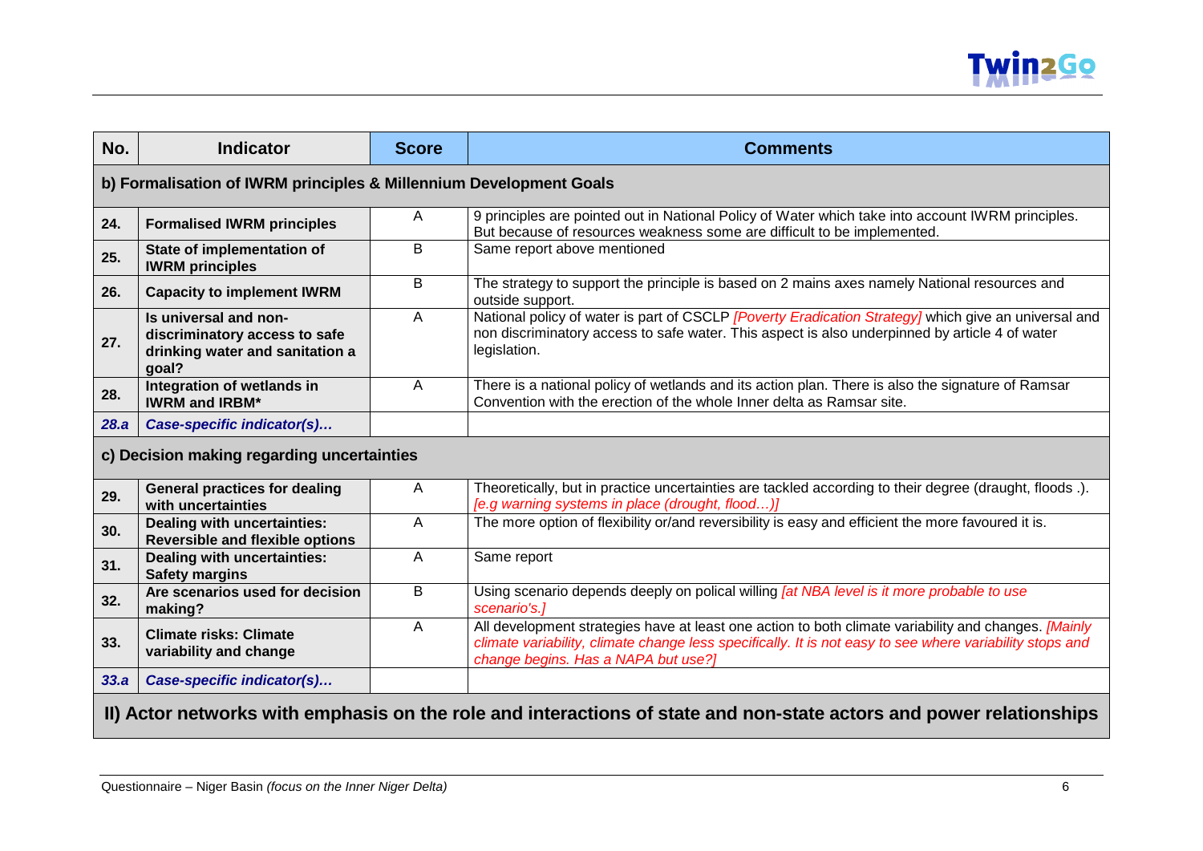| No. | Indicator | Score | Comments |
|---|---|---|---|
| **b) Formalisation of IWRM principles & Millennium Development Goals** | | | |
| **24.** | **Formalised IWRM principles** | A | 9 principles are pointed out in National Policy of Water which take into account IWRM principles. But because of resources weakness some are difficult to be implemented. |
| **25.** | **State of implementation of IWRM principles** | B | Same report above mentioned |
| **26.** | **Capacity to implement IWRM** | B | The strategy to support the principle is based on 2 mains axes namely National resources and outside support. |
| **27.** | **Is universal and non-discriminatory access to safe drinking water and sanitation a goal?** | A | National policy of water is part of CSCLP *[Poverty Eradication Strategy]* which give an universal and non discriminatory access to safe water. This aspect is also underpinned by article 4 of water legislation. |
| **28.** | **Integration of wetlands in IWRM and IRBM*** | A | There is a national policy of wetlands and its action plan. There is also the signature of Ramsar Convention with the erection of the whole Inner delta as Ramsar site. |
| ***28.a*** | ***Case-specific indicator(s)…*** | | |
| **c) Decision making regarding uncertainties** | | | |
| **29.** | **General practices for dealing with uncertainties** | A | Theoretically, but in practice uncertainties are tackled according to their degree (draught, floods .). *[e.g warning systems in place (drought, flood…)]* |
| **30.** | **Dealing with uncertainties: Reversible and flexible options** | A | The more option of flexibility or/and reversibility is easy and efficient the more favoured it is. |
| **31.** | **Dealing with uncertainties: Safety margins** | A | Same report |
| **32.** | **Are scenarios used for decision making?** | B | Using scenario depends deeply on polical willing *[at NBA level is it more probable to use scenario's.]* |
| **33.** | **Climate risks: Climate variability and change** | A | All development strategies have at least one action to both climate variability and changes. *[Mainly climate variability, climate change less specifically. It is not easy to see where variability stops and change begins. Has a NAPA but use?]* |
| ***33.a*** | ***Case-specific indicator(s)…*** | | |

## II) Actor networks with emphasis on the role and interactions of state and non-state actors and power relationships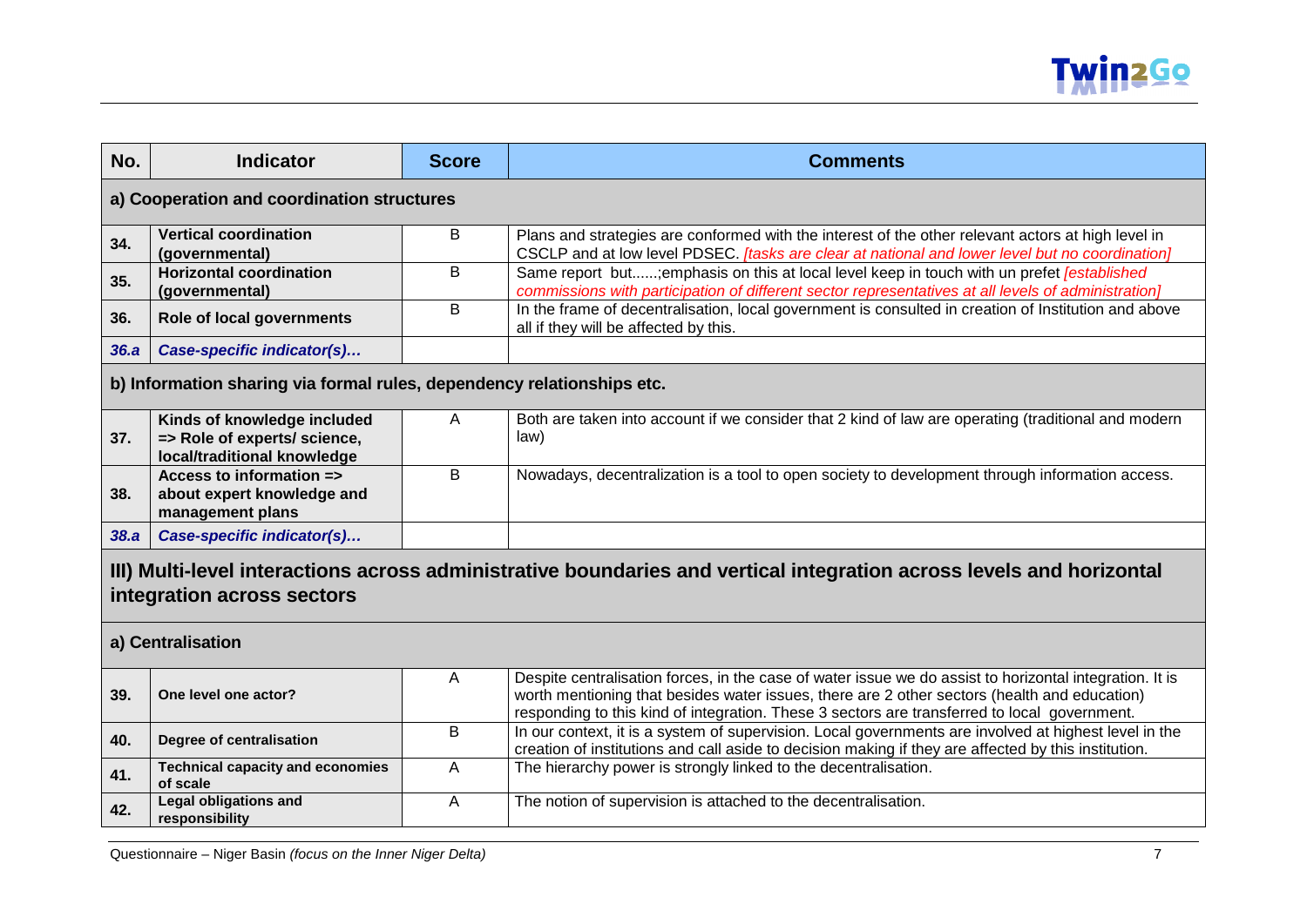| No. | Indicator | Score | Comments |
|---|---|---|---|
| **a) Cooperation and coordination structures** | | | |
| **34.** | **Vertical coordination (governmental)** | B | Plans and strategies are conformed with the interest of the other relevant actors at high level in CSCLP and at low level PDSEC. *[tasks are clear at national and lower level but no coordination]* |
| **35.** | **Horizontal coordination (governmental)** | B | Same report but......;emphasis on this at local level keep in touch with un prefet *[established commissions with participation of different sector representatives at all levels of administration]* |
| **36.** | **Role of local governments** | B | In the frame of decentralisation, local government is consulted in creation of Institution and above all if they will be affected by this. |
| ***36.a*** | ***Case-specific indicator(s)…*** | | |
| **b) Information sharing via formal rules, dependency relationships etc.** | | | |
| **37.** | **Kinds of knowledge included => Role of experts/ science, local/traditional knowledge** | A | Both are taken into account if we consider that 2 kind of law are operating (traditional and modern law) |
| **38.** | **Access to information => about expert knowledge and management plans** | B | Nowadays, decentralization is a tool to open society to development through information access. |
| ***38.a*** | ***Case-specific indicator(s)…*** | | |
| **III) Multi-level interactions across administrative boundaries and vertical integration across levels and horizontal integration across sectors** | | | |
| **a) Centralisation** | | | |
| **39.** | **One level one actor?** | A | Despite centralisation forces, in the case of water issue we do assist to horizontal integration. It is worth mentioning that besides water issues, there are 2 other sectors (health and education) responding to this kind of integration. These 3 sectors are transferred to local government. |
| **40.** | **Degree of centralisation** | B | In our context, it is a system of supervision. Local governments are involved at highest level in the creation of institutions and call aside to decision making if they are affected by this institution. |
| **41.** | **Technical capacity and economies of scale** | A | The hierarchy power is strongly linked to the decentralisation. |
| **42.** | **Legal obligations and responsibility** | A | The notion of supervision is attached to the decentralisation. |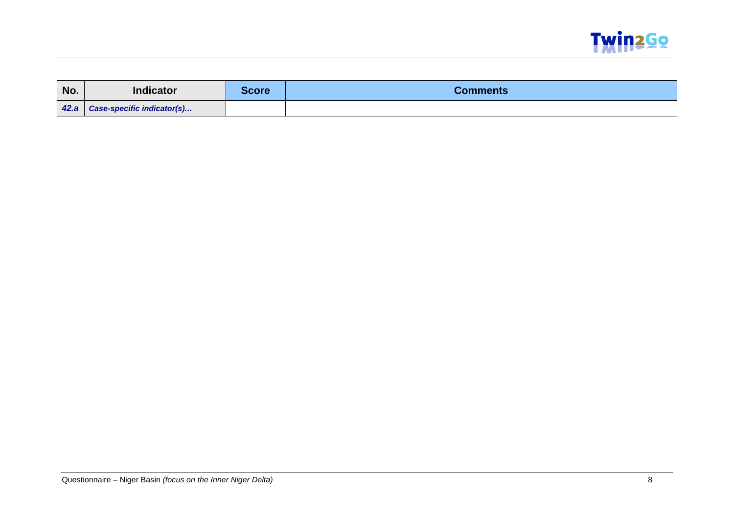| No. | Indicator | Score | Comments |
|---|---|---|---|
| ***42.a*** | ***Case-specific indicator(s)…*** | | |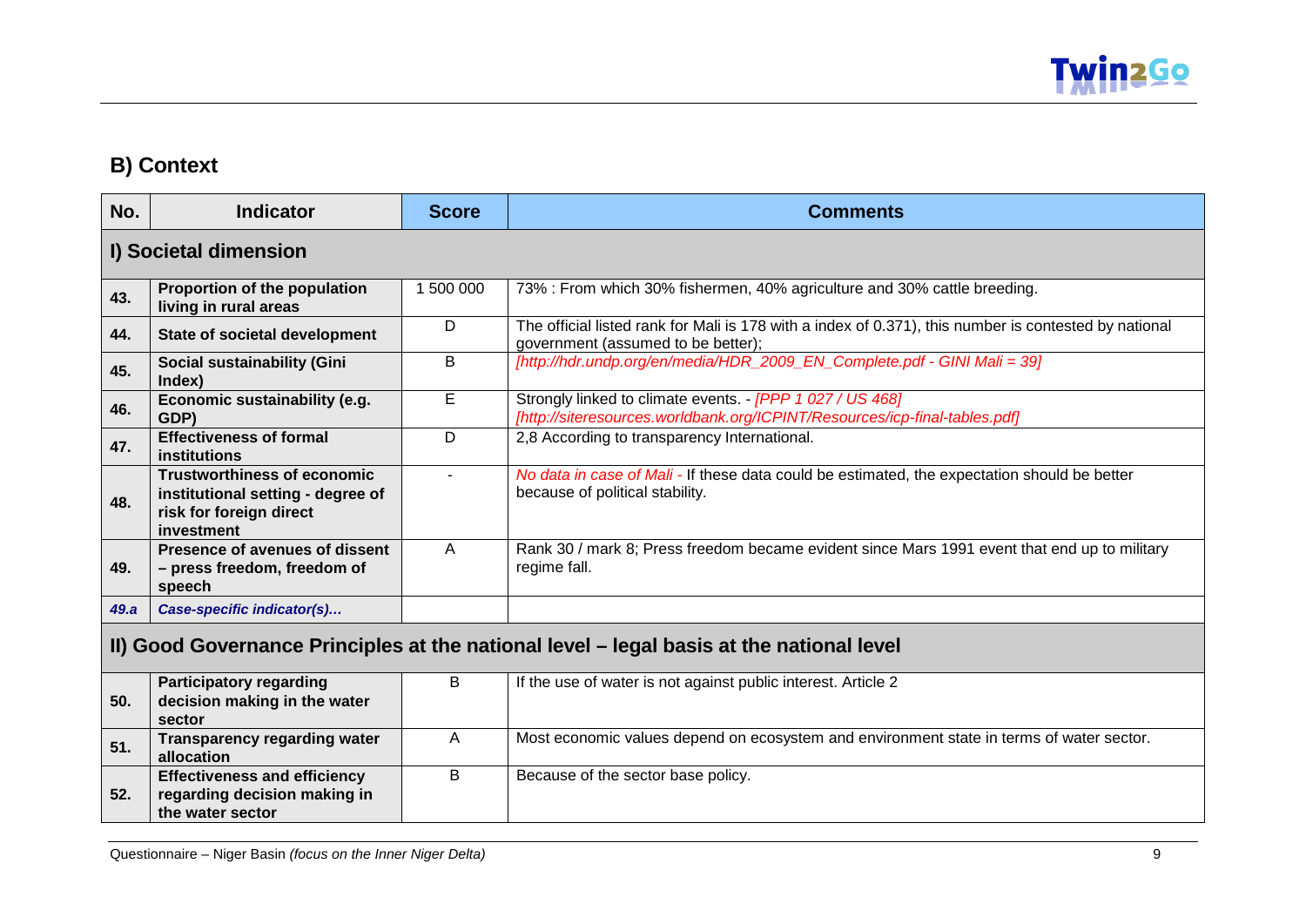## B) Context

| No. | Indicator | Score | Comments |
|---|---|---|---|
| **I) Societal dimension** | | | |
| **43.** | **Proportion of the population living in rural areas** | 1 500 000 | 73% : From which 30% fishermen, 40% agriculture and 30% cattle breeding. |
| **44.** | **State of societal development** | D | The official listed rank for Mali is 178 with a index of 0.371), this number is contested by national government (assumed to be better); |
| **45.** | **Social sustainability (Gini Index)** | B | *[http://hdr.undp.org/en/media/HDR_2009_EN_Complete.pdf - GINI Mali = 39]* |
| **46.** | **Economic sustainability (e.g. GDP)** | E | Strongly linked to climate events. - *[PPP 1 027 / US 468]* *[http://siteresources.worldbank.org/ICPINT/Resources/icp-final-tables.pdf]* |
| **47.** | **Effectiveness of formal institutions** | D | 2,8 According to transparency International. |
| **48.** | **Trustworthiness of economic institutional setting - degree of risk for foreign direct investment** | - | *No data in case of Mali* - If these data could be estimated, the expectation should be better because of political stability. |
| **49.** | **Presence of avenues of dissent – press freedom, freedom of speech** | A | Rank 30 / mark 8; Press freedom became evident since Mars 1991 event that end up to military regime fall. |
| ***49.a*** | ***Case-specific indicator(s)…*** | | |
| **II) Good Governance Principles at the national level – legal basis at the national level** | | | |
| **50.** | **Participatory regarding decision making in the water sector** | B | If the use of water is not against public interest. Article 2 |
| **51.** | **Transparency regarding water allocation** | A | Most economic values depend on ecosystem and environment state in terms of water sector. |
| **52.** | **Effectiveness and efficiency regarding decision making in the water sector** | B | Because of the sector base policy. |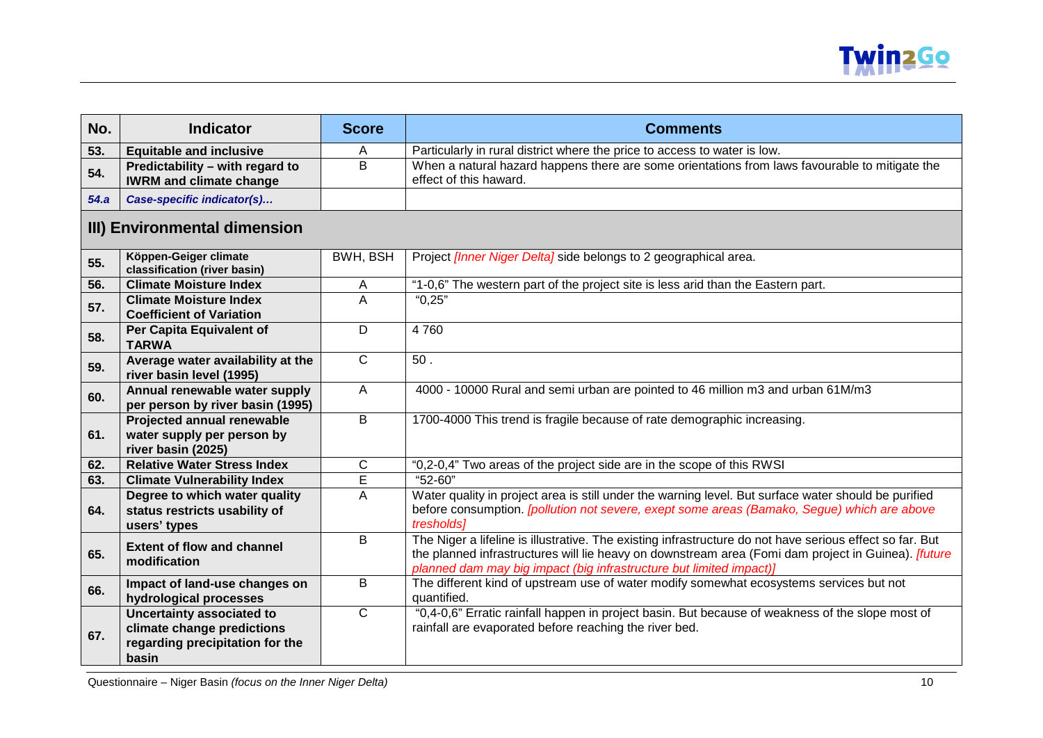| No. | Indicator | Score | Comments |
|---|---|---|---|
| 53. | **Equitable and inclusive** | A | Particularly in rural district where the price to access to water is low. |
| 54. | **Predictability – with regard to IWRM and climate change** | B | When a natural hazard happens there are some orientations from laws favourable to mitigate the effect of this haward. |
| *54.a* | ***Case-specific indicator(s)…*** | | |

## III) Environmental dimension

| No. | Indicator | Score | Comments |
|---|---|---|---|
| 55. | **Köppen-Geiger climate classification (river basin)** | BWH, BSH | Project *[Inner Niger Delta]* side belongs to 2 geographical area. |
| 56. | **Climate Moisture Index** | A | "1-0,6" The western part of the project site is less arid than the Eastern part. |
| 57. | **Climate Moisture Index Coefficient of Variation** | A | "0,25" |
| 58. | **Per Capita Equivalent of TARWA** | D | 4 760 |
| 59. | **Average water availability at the river basin level (1995)** | C | 50 . |
| 60. | **Annual renewable water supply per person by river basin (1995)** | A | 4000 - 10000 Rural and semi urban are pointed to 46 million m3 and urban 61M/m3 |
| 61. | **Projected annual renewable water supply per person by river basin (2025)** | B | 1700-4000 This trend is fragile because of rate demographic increasing. |
| 62. | **Relative Water Stress Index** | C | "0,2-0,4" Two areas of the project side are in the scope of this RWSI |
| 63. | **Climate Vulnerability Index** | E | "52-60" |
| 64. | **Degree to which water quality status restricts usability of users' types** | A | Water quality in project area is still under the warning level. But surface water should be purified before consumption. *[pollution not severe, exept some areas (Bamako, Segue) which are above tresholds]* |
| 65. | **Extent of flow and channel modification** | B | The Niger a lifeline is illustrative. The existing infrastructure do not have serious effect so far. But the planned infrastructures will lie heavy on downstream area (Fomi dam project in Guinea). *[future planned dam may big impact (big infrastructure but limited impact)]* |
| 66. | **Impact of land-use changes on hydrological processes** | B | The different kind of upstream use of water modify somewhat ecosystems services but not quantified. |
| 67. | **Uncertainty associated to climate change predictions regarding precipitation for the basin** | C | "0,4-0,6" Erratic rainfall happen in project basin. But because of weakness of the slope most of rainfall are evaporated before reaching the river bed. |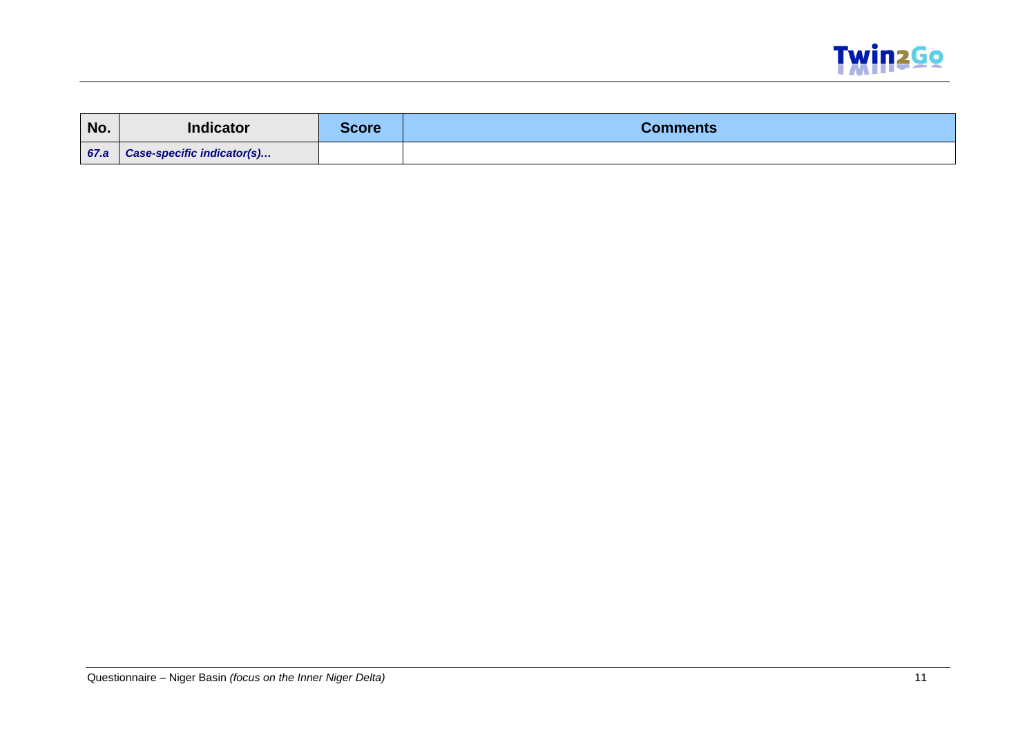| No. | Indicator | Score | Comments |
|---|---|---|---|
| ***67.a*** | ***Case-specific indicator(s)…*** | | |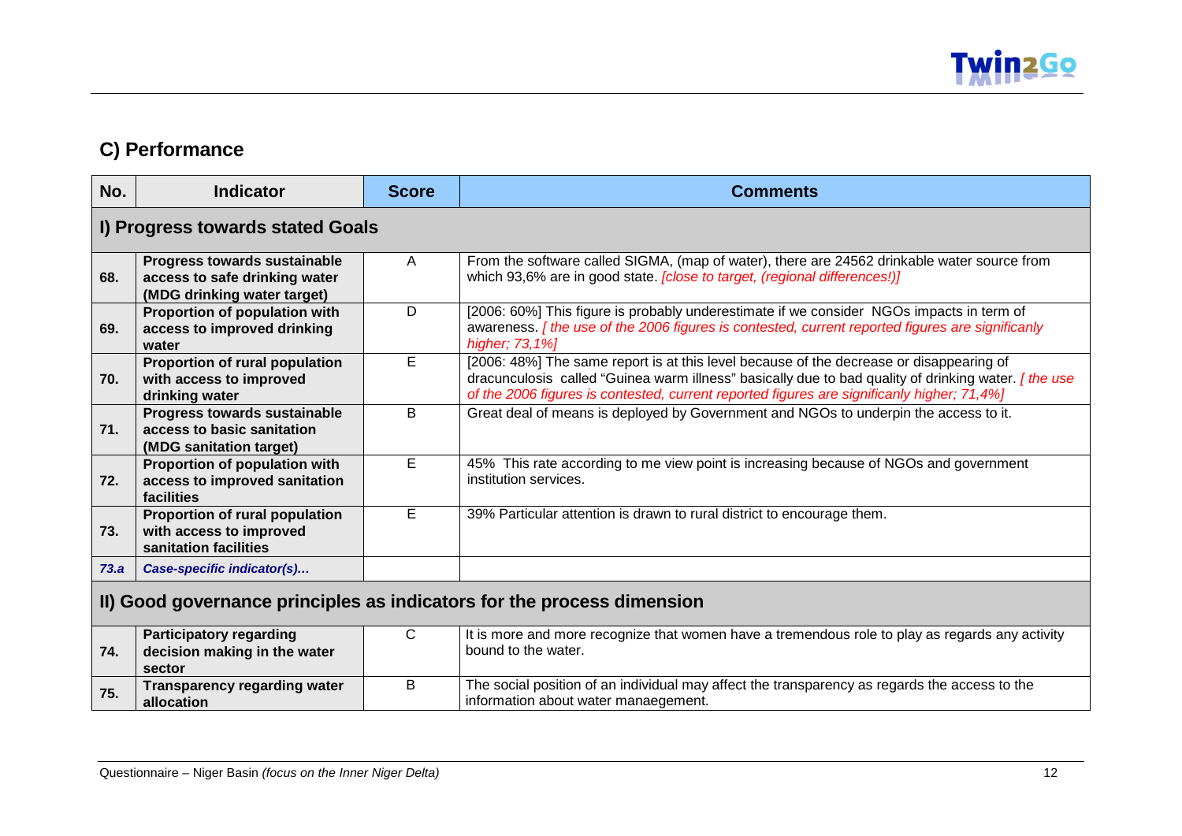## C) Performance

| No. | Indicator | Score | Comments |
|---|---|---|---|
| **I) Progress towards stated Goals** | | | |
| 68. | **Progress towards sustainable access to safe drinking water (MDG drinking water target)** | A | From the software called SIGMA, (map of water), there are 24562 drinkable water source from which 93,6% are in good state. *[close to target, (regional differences!)]* |
| 69. | **Proportion of population with access to improved drinking water** | D | [2006: 60%] This figure is probably underestimate if we consider NGOs impacts in term of awareness. *[ the use of the 2006 figures is contested, current reported figures are significanly higher; 73,1%]* |
| 70. | **Proportion of rural population with access to improved drinking water** | E | [2006: 48%] The same report is at this level because of the decrease or disappearing of dracunculosis called "Guinea warm illness" basically due to bad quality of drinking water. *[ the use of the 2006 figures is contested, current reported figures are significanly higher; 71,4%]* |
| 71. | **Progress towards sustainable access to basic sanitation (MDG sanitation target)** | B | Great deal of means is deployed by Government and NGOs to underpin the access to it. |
| 72. | **Proportion of population with access to improved sanitation facilities** | E | 45% This rate according to me view point is increasing because of NGOs and government institution services. |
| 73. | **Proportion of rural population with access to improved sanitation facilities** | E | 39% Particular attention is drawn to rural district to encourage them. |
| ***73.a*** | ***Case-specific indicator(s)…*** | | |
| **II) Good governance principles as indicators for the process dimension** | | | |
| 74. | **Participatory regarding decision making in the water sector** | C | It is more and more recognize that women have a tremendous role to play as regards any activity bound to the water. |
| 75. | **Transparency regarding water allocation** | B | The social position of an individual may affect the transparency as regards the access to the information about water manaegement. |

Questionnaire – Niger Basin *(focus on the Inner Niger Delta)*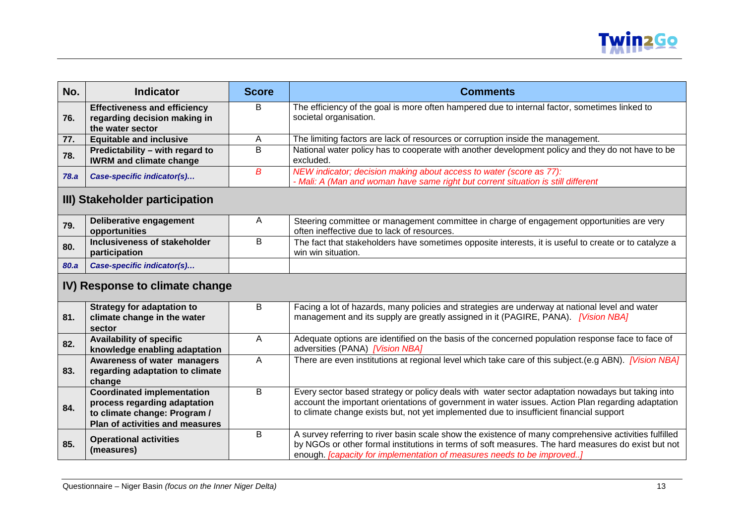| No. | Indicator | Score | Comments |
|---|---|---|---|
| 76. | **Effectiveness and efficiency regarding decision making in the water sector** | B | The efficiency of the goal is more often hampered due to internal factor, sometimes linked to societal organisation. |
| 77. | **Equitable and inclusive** | A | The limiting factors are lack of resources or corruption inside the management. |
| 78. | **Predictability – with regard to IWRM and climate change** | B | National water policy has to cooperate with another development policy and they do not have to be excluded. |
| *78.a* | ***Case-specific indicator(s)…*** | *B* | *NEW indicator; decision making about access to water (score as 77):* *- Mali: A (Man and woman have same right but corrent situation is still different* |
| **III) Stakeholder participation** | | | |
| 79. | **Deliberative engagement opportunities** | A | Steering committee or management committee in charge of engagement opportunities are very often ineffective due to lack of resources. |
| 80. | **Inclusiveness of stakeholder participation** | B | The fact that stakeholders have sometimes opposite interests, it is useful to create or to catalyze a win win situation. |
| *80.a* | ***Case-specific indicator(s)…*** | | |
| **IV) Response to climate change** | | | |
| 81. | **Strategy for adaptation to climate change in the water sector** | B | Facing a lot of hazards, many policies and strategies are underway at national level and water management and its supply are greatly assigned in it (PAGIRE, PANA). *[Vision NBA]* |
| 82. | **Availability of specific knowledge enabling adaptation** | A | Adequate options are identified on the basis of the concerned population response face to face of adversities (PANA) *[Vision NBA]* |
| 83. | **Awareness of water managers regarding adaptation to climate change** | A | There are even institutions at regional level which take care of this subject.(e.g ABN). *[Vision NBA]* |
| 84. | **Coordinated implementation process regarding adaptation to climate change: Program / Plan of activities and measures** | B | Every sector based strategy or policy deals with water sector adaptation nowadays but taking into account the important orientations of government in water issues. Action Plan regarding adaptation to climate change exists but, not yet implemented due to insufficient financial support |
| 85. | **Operational activities (measures)** | B | A survey referring to river basin scale show the existence of many comprehensive activities fulfilled by NGOs or other formal institutions in terms of soft measures. The hard measures do exist but not enough. *[capacity for implementation of measures needs to be improved..]* |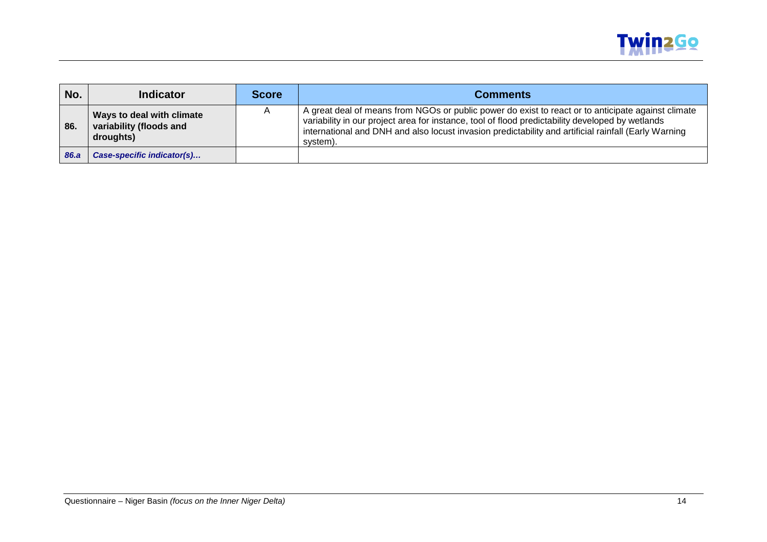| No. | Indicator | Score | Comments |
|---|---|---|---|
| **86.** | **Ways to deal with climate variability (floods and droughts)** | A | A great deal of means from NGOs or public power do exist to react or to anticipate against climate variability in our project area for instance, tool of flood predictability developed by wetlands international and DNH and also locust invasion predictability and artificial rainfall (Early Warning system). |
| ***86.a*** | ***Case-specific indicator(s)…*** | | |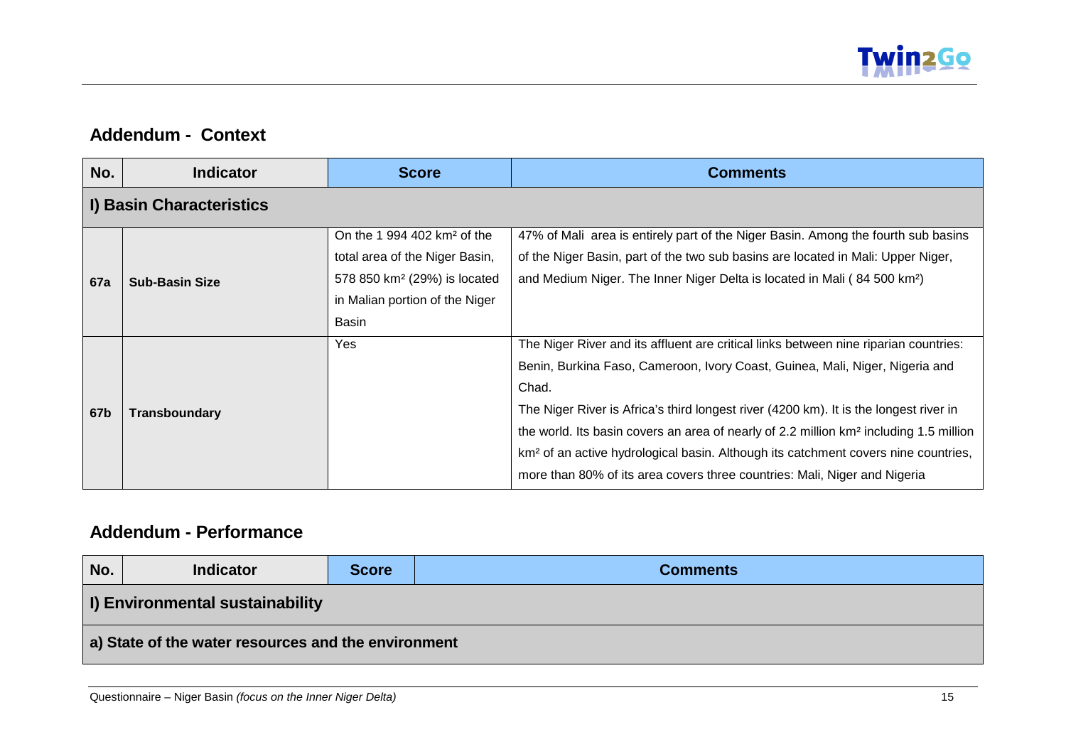## Addendum - Context

| No. | Indicator | Score | Comments |
|---|---|---|---|
| **I) Basin Characteristics** | | | |
| **67a** | **Sub-Basin Size** | On the 1 994 402 km² of the total area of the Niger Basin, 578 850 km² (29%) is located in Malian portion of the Niger Basin | 47% of Mali area is entirely part of the Niger Basin. Among the fourth sub basins of the Niger Basin, part of the two sub basins are located in Mali: Upper Niger, and Medium Niger. The Inner Niger Delta is located in Mali ( 84 500 km²) |
| **67b** | **Transboundary** | Yes | The Niger River and its affluent are critical links between nine riparian countries: Benin, Burkina Faso, Cameroon, Ivory Coast, Guinea, Mali, Niger, Nigeria and Chad.<br>The Niger River is Africa's third longest river (4200 km). It is the longest river in the world. Its basin covers an area of nearly of 2.2 million km² including 1.5 million km² of an active hydrological basin. Although its catchment covers nine countries, more than 80% of its area covers three countries: Mali, Niger and Nigeria |

## Addendum - Performance

| No. | Indicator | Score | Comments |
|---|---|---|---|
| **I) Environmental sustainability** | | | |
| **a) State of the water resources and the environment** | | | |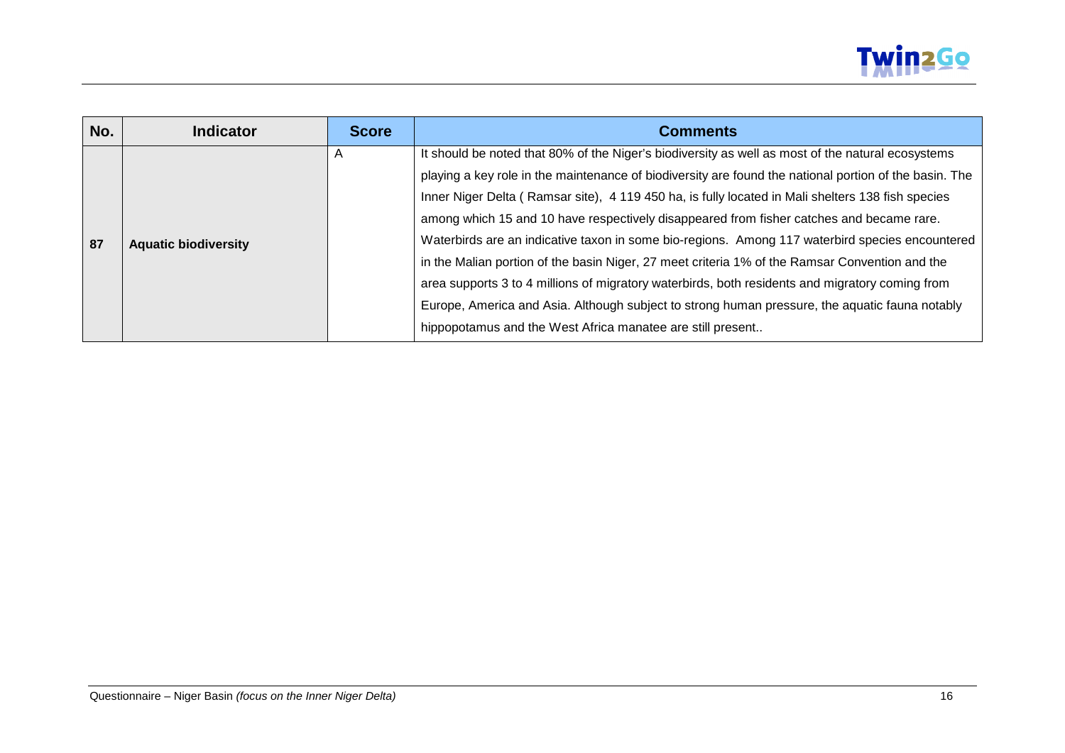| No. | Indicator | Score | Comments |
|---|---|---|---|
| 87 | **Aquatic biodiversity** | A | It should be noted that 80% of the Niger's biodiversity as well as most of the natural ecosystems playing a key role in the maintenance of biodiversity are found the national portion of the basin. The Inner Niger Delta ( Ramsar site), 4 119 450 ha, is fully located in Mali shelters 138 fish species among which 15 and 10 have respectively disappeared from fisher catches and became rare. Waterbirds are an indicative taxon in some bio-regions. Among 117 waterbird species encountered in the Malian portion of the basin Niger, 27 meet criteria 1% of the Ramsar Convention and the area supports 3 to 4 millions of migratory waterbirds, both residents and migratory coming from Europe, America and Asia. Although subject to strong human pressure, the aquatic fauna notably hippopotamus and the West Africa manatee are still present.. |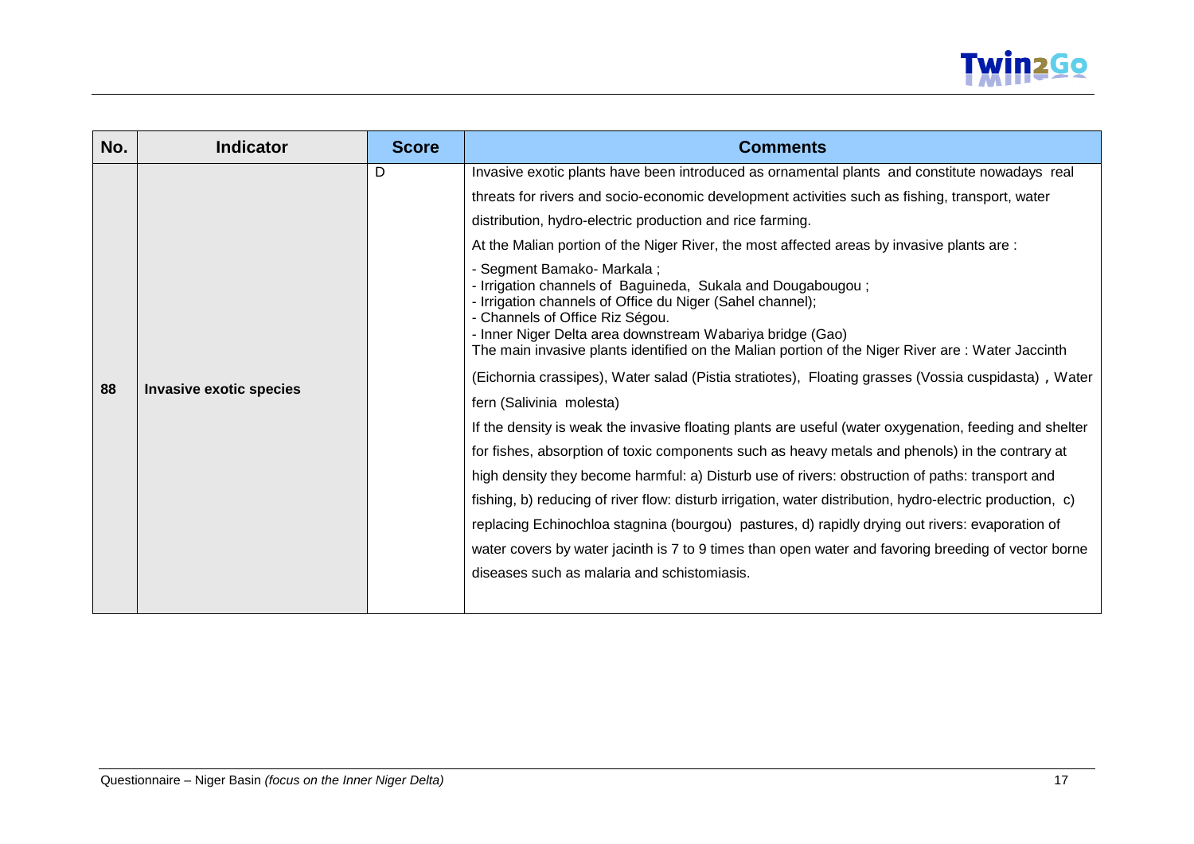| No. | Indicator | Score | Comments |
|---|---|---|---|
| 88 | **Invasive exotic species** | D | Invasive exotic plants have been introduced as ornamental plants and constitute nowadays real threats for rivers and socio-economic development activities such as fishing, transport, water distribution, hydro-electric production and rice farming.<br>At the Malian portion of the Niger River, the most affected areas by invasive plants are :<br>- Segment Bamako- Markala ;<br>- Irrigation channels of Baguineda, Sukala and Dougabougou ;<br>- Irrigation channels of Office du Niger (Sahel channel);<br>- Channels of Office Riz Ségou.<br>- Inner Niger Delta area downstream Wabariya bridge (Gao)<br>The main invasive plants identified on the Malian portion of the Niger River are : Water Jaccinth (Eichornia crassipes), Water salad (Pistia stratiotes), Floating grasses (Vossia cuspidasta) , Water fern (Salivinia molesta)<br>If the density is weak the invasive floating plants are useful (water oxygenation, feeding and shelter for fishes, absorption of toxic components such as heavy metals and phenols) in the contrary at high density they become harmful: a) Disturb use of rivers: obstruction of paths: transport and fishing, b) reducing of river flow: disturb irrigation, water distribution, hydro-electric production, c) replacing Echinochloa stagnina (bourgou) pastures, d) rapidly drying out rivers: evaporation of water covers by water jacinth is 7 to 9 times than open water and favoring breeding of vector borne diseases such as malaria and schistomiasis. |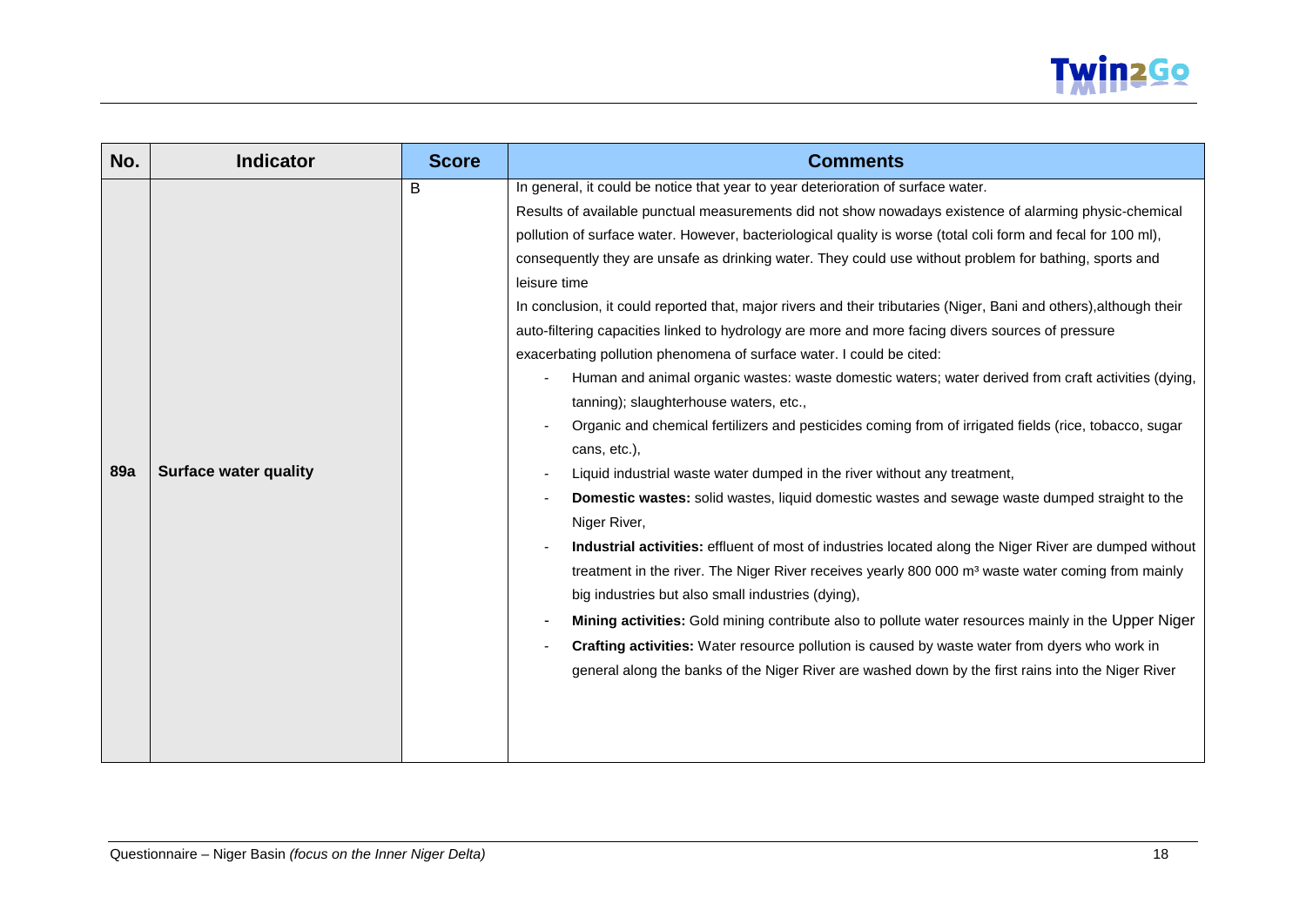| No. | Indicator | Score | Comments |
|---|---|---|---|
| 89a | **Surface water quality** | B | In general, it could be notice that year to year deterioration of surface water.<br>Results of available punctual measurements did not show nowadays existence of alarming physic-chemical pollution of surface water. However, bacteriological quality is worse (total coli form and fecal for 100 ml), consequently they are unsafe as drinking water. They could use without problem for bathing, sports and leisure time<br>In conclusion, it could reported that, major rivers and their tributaries (Niger, Bani and others),although their auto-filtering capacities linked to hydrology are more and more facing divers sources of pressure exacerbating pollution phenomena of surface water. I could be cited:<br>- Human and animal organic wastes: waste domestic waters; water derived from craft activities (dying, tanning); slaughterhouse waters, etc.,<br>- Organic and chemical fertilizers and pesticides coming from of irrigated fields (rice, tobacco, sugar cans, etc.),<br>- Liquid industrial waste water dumped in the river without any treatment,<br>- **Domestic wastes:** solid wastes, liquid domestic wastes and sewage waste dumped straight to the Niger River,<br>- **Industrial activities:** effluent of most of industries located along the Niger River are dumped without treatment in the river. The Niger River receives yearly 800 000 m³ waste water coming from mainly big industries but also small industries (dying),<br>- **Mining activities:** Gold mining contribute also to pollute water resources mainly in the Upper Niger<br>- **Crafting activities:** Water resource pollution is caused by waste water from dyers who work in general along the banks of the Niger River are washed down by the first rains into the Niger River |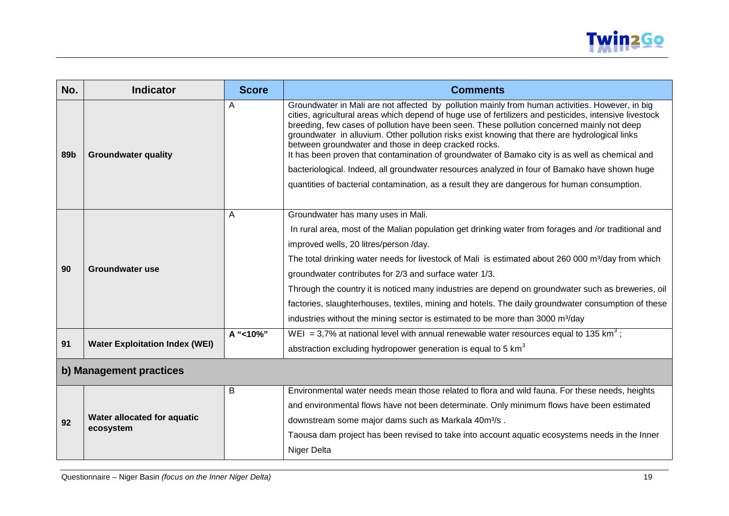| No. | Indicator | Score | Comments |
|---|---|---|---|
| 89b | **Groundwater quality** | A | Groundwater in Mali are not affected by pollution mainly from human activities. However, in big cities, agricultural areas which depend of huge use of fertilizers and pesticides, intensive livestock breeding, few cases of pollution have been seen. These pollution concerned mainly not deep groundwater in alluvium. Other pollution risks exist knowing that there are hydrological links between groundwater and those in deep cracked rocks. It has been proven that contamination of groundwater of Bamako city is as well as chemical and bacteriological. Indeed, all groundwater resources analyzed in four of Bamako have shown huge quantities of bacterial contamination, as a result they are dangerous for human consumption. |
| 90 | **Groundwater use** | A | Groundwater has many uses in Mali. In rural area, most of the Malian population get drinking water from forages and /or traditional and improved wells, 20 litres/person /day. The total drinking water needs for livestock of Mali is estimated about 260 000 m³/day from which groundwater contributes for 2/3 and surface water 1/3. Through the country it is noticed many industries are depend on groundwater such as breweries, oil factories, slaughterhouses, textiles, mining and hotels. The daily groundwater consumption of these industries without the mining sector is estimated to be more than 3000 m³/day |
| 91 | **Water Exploitation Index (WEI)** | A "<10%" | WEI = 3,7% at national level with annual renewable water resources equal to 135 km³ ; abstraction excluding hydropower generation is equal to 5 km³ |
| **b) Management practices** | | | |
| 92 | **Water allocated for aquatic ecosystem** | B | Environmental water needs mean those related to flora and wild fauna. For these needs, heights and environmental flows have not been determinate. Only minimum flows have been estimated downstream some major dams such as Markala 40m³/s . Taousa dam project has been revised to take into account aquatic ecosystems needs in the Inner Niger Delta |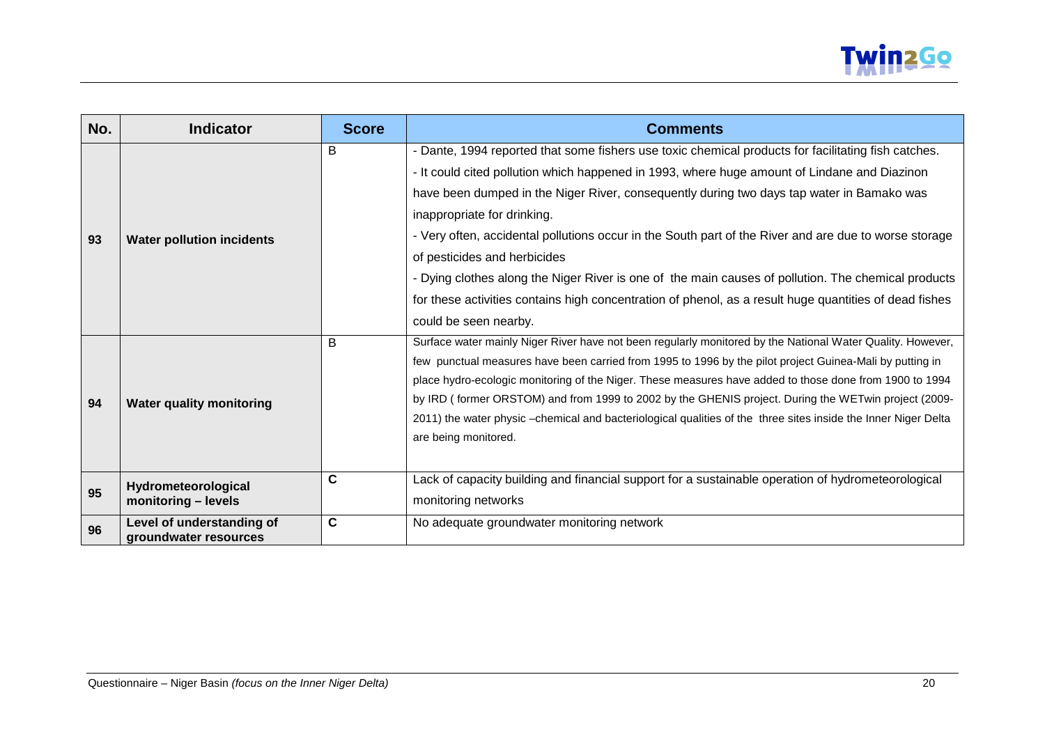| No. | Indicator | Score | Comments |
|---|---|---|---|
| 93 | **Water pollution incidents** | B | - Dante, 1994 reported that some fishers use toxic chemical products for facilitating fish catches.<br>- It could cited pollution which happened in 1993, where huge amount of Lindane and Diazinon have been dumped in the Niger River, consequently during two days tap water in Bamako was inappropriate for drinking.<br>- Very often, accidental pollutions occur in the South part of the River and are due to worse storage of pesticides and herbicides<br>- Dying clothes along the Niger River is one of the main causes of pollution. The chemical products for these activities contains high concentration of phenol, as a result huge quantities of dead fishes could be seen nearby. |
| 94 | **Water quality monitoring** | B | Surface water mainly Niger River have not been regularly monitored by the National Water Quality. However, few punctual measures have been carried from 1995 to 1996 by the pilot project Guinea-Mali by putting in place hydro-ecologic monitoring of the Niger. These measures have added to those done from 1900 to 1994 by IRD ( former ORSTOM) and from 1999 to 2002 by the GHENIS project. During the WETwin project (2009-2011) the water physic –chemical and bacteriological qualities of the three sites inside the Inner Niger Delta are being monitored. |
| 95 | **Hydrometeorological monitoring – levels** | **C** | Lack of capacity building and financial support for a sustainable operation of hydrometeorological monitoring networks |
| 96 | **Level of understanding of groundwater resources** | **C** | No adequate groundwater monitoring network |